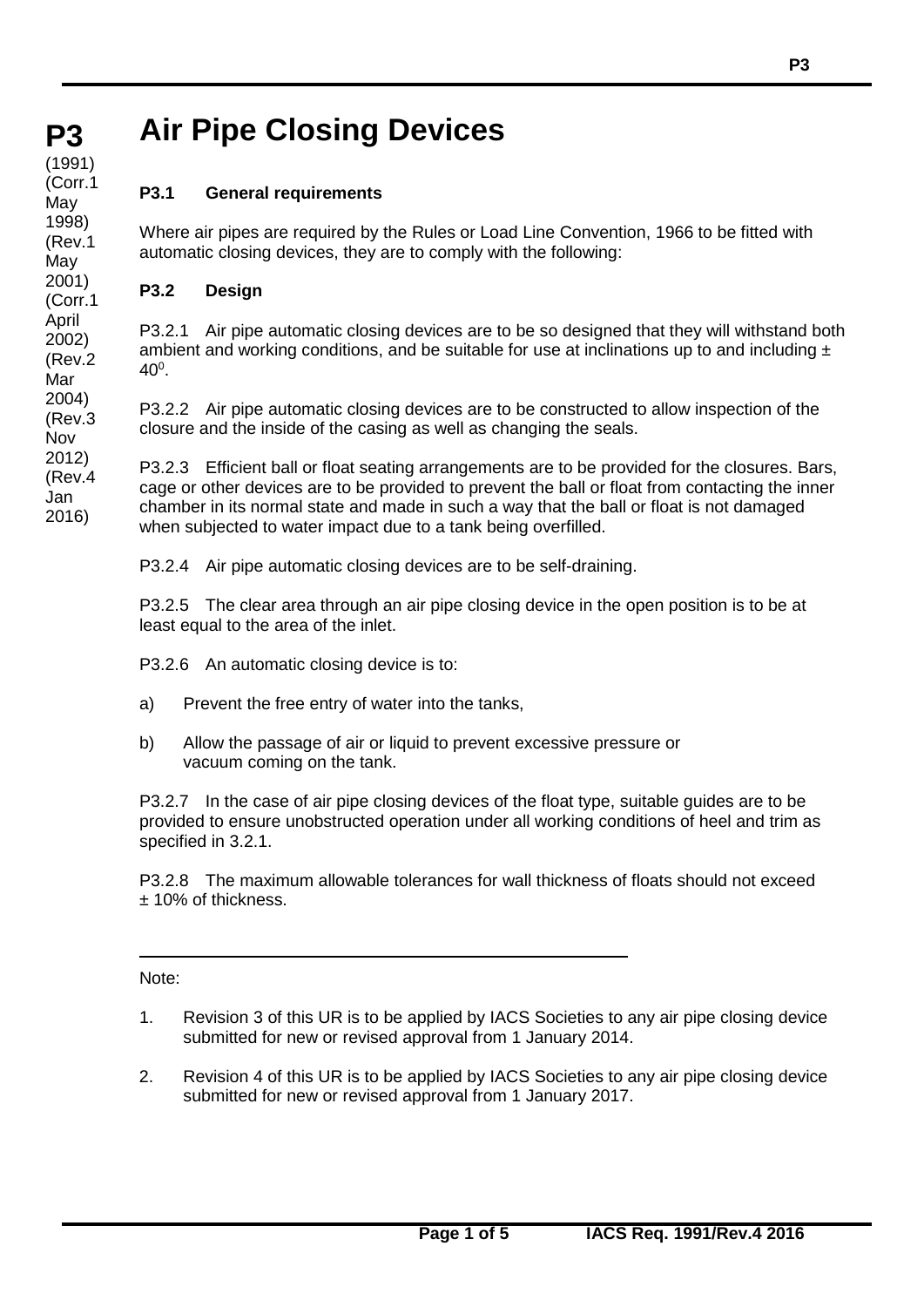# P3 Air Pipe Closing Devices

(1991)
(Corr.1 May 1998)
(Rev.1 May 2001)
(Corr.1 April 2002)
(Rev.2 Mar 2004)
(Rev.3 Nov 2012)
(Rev.4 Jan 2016)

## P3.1 General requirements

Where air pipes are required by the Rules or Load Line Convention, 1966 to be fitted with automatic closing devices, they are to comply with the following:

## P3.2 Design

P3.2.1 Air pipe automatic closing devices are to be so designed that they will withstand both ambient and working conditions, and be suitable for use at inclinations up to and including $\pm 40^0$.

P3.2.2 Air pipe automatic closing devices are to be constructed to allow inspection of the closure and the inside of the casing as well as changing the seals.

P3.2.3 Efficient ball or float seating arrangements are to be provided for the closures. Bars, cage or other devices are to be provided to prevent the ball or float from contacting the inner chamber in its normal state and made in such a way that the ball or float is not damaged when subjected to water impact due to a tank being overfilled.

P3.2.4 Air pipe automatic closing devices are to be self-draining.

P3.2.5 The clear area through an air pipe closing device in the open position is to be at least equal to the area of the inlet.

P3.2.6 An automatic closing device is to:

a) Prevent the free entry of water into the tanks,

b) Allow the passage of air or liquid to prevent excessive pressure or vacuum coming on the tank.

P3.2.7 In the case of air pipe closing devices of the float type, suitable guides are to be provided to ensure unobstructed operation under all working conditions of heel and trim as specified in 3.2.1.

P3.2.8 The maximum allowable tolerances for wall thickness of floats should not exceed ± 10% of thickness.

---

Note:

1. Revision 3 of this UR is to be applied by IACS Societies to any air pipe closing device submitted for new or revised approval from 1 January 2014.

2. Revision 4 of this UR is to be applied by IACS Societies to any air pipe closing device submitted for new or revised approval from 1 January 2017.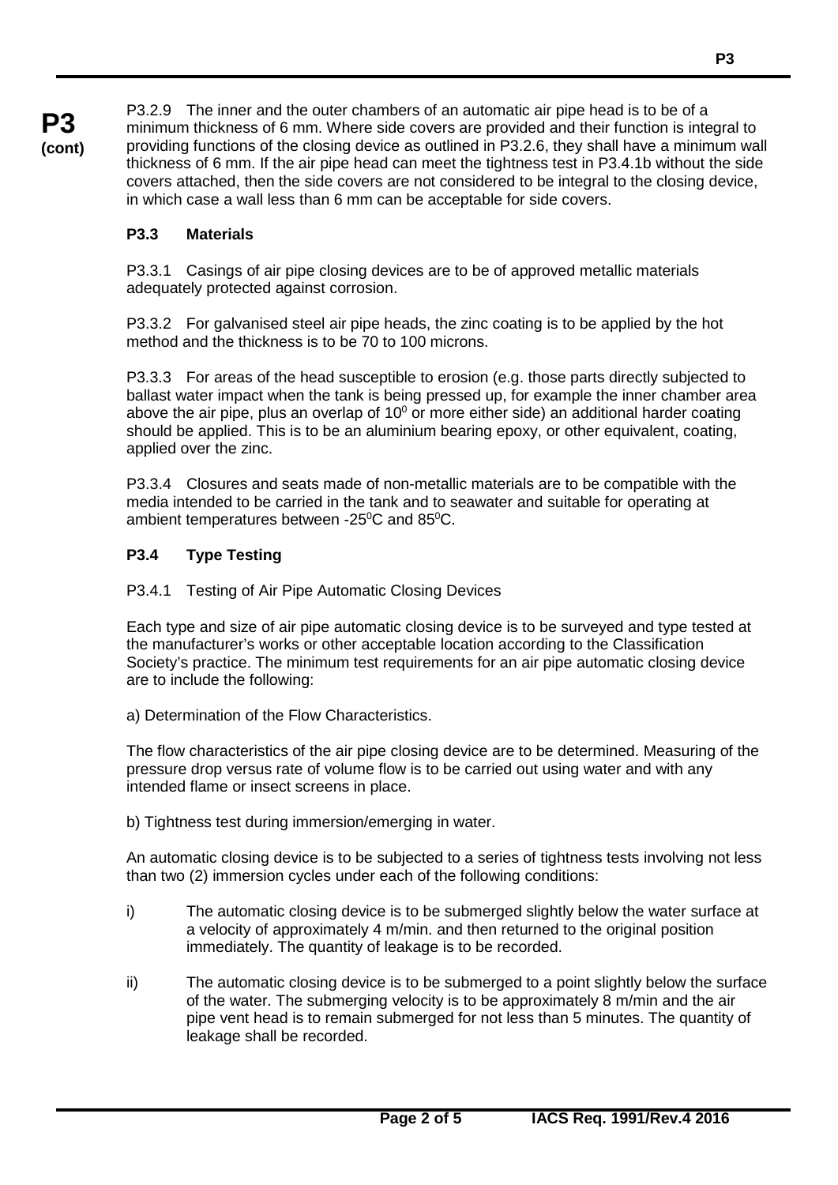P3.2.9 The inner and the outer chambers of an automatic air pipe head is to be of a minimum thickness of 6 mm. Where side covers are provided and their function is integral to providing functions of the closing device as outlined in P3.2.6, they shall have a minimum wall thickness of 6 mm. If the air pipe head can meet the tightness test in P3.4.1b without the side covers attached, then the side covers are not considered to be integral to the closing device, in which case a wall less than 6 mm can be acceptable for side covers.

### P3.3 Materials

P3.3.1 Casings of air pipe closing devices are to be of approved metallic materials adequately protected against corrosion.

P3.3.2 For galvanised steel air pipe heads, the zinc coating is to be applied by the hot method and the thickness is to be 70 to 100 microns.

P3.3.3 For areas of the head susceptible to erosion (e.g. those parts directly subjected to ballast water impact when the tank is being pressed up, for example the inner chamber area above the air pipe, plus an overlap of $10^0$ or more either side) an additional harder coating should be applied. This is to be an aluminium bearing epoxy, or other equivalent, coating, applied over the zinc.

P3.3.4 Closures and seats made of non-metallic materials are to be compatible with the media intended to be carried in the tank and to seawater and suitable for operating at ambient temperatures between -25$^0$C and 85$^0$C.

### P3.4 Type Testing

P3.4.1 Testing of Air Pipe Automatic Closing Devices

Each type and size of air pipe automatic closing device is to be surveyed and type tested at the manufacturer's works or other acceptable location according to the Classification Society's practice. The minimum test requirements for an air pipe automatic closing device are to include the following:

a) Determination of the Flow Characteristics.

The flow characteristics of the air pipe closing device are to be determined. Measuring of the pressure drop versus rate of volume flow is to be carried out using water and with any intended flame or insect screens in place.

b) Tightness test during immersion/emerging in water.

An automatic closing device is to be subjected to a series of tightness tests involving not less than two (2) immersion cycles under each of the following conditions:

i) The automatic closing device is to be submerged slightly below the water surface at a velocity of approximately 4 m/min. and then returned to the original position immediately. The quantity of leakage is to be recorded.

ii) The automatic closing device is to be submerged to a point slightly below the surface of the water. The submerging velocity is to be approximately 8 m/min and the air pipe vent head is to remain submerged for not less than 5 minutes. The quantity of leakage shall be recorded.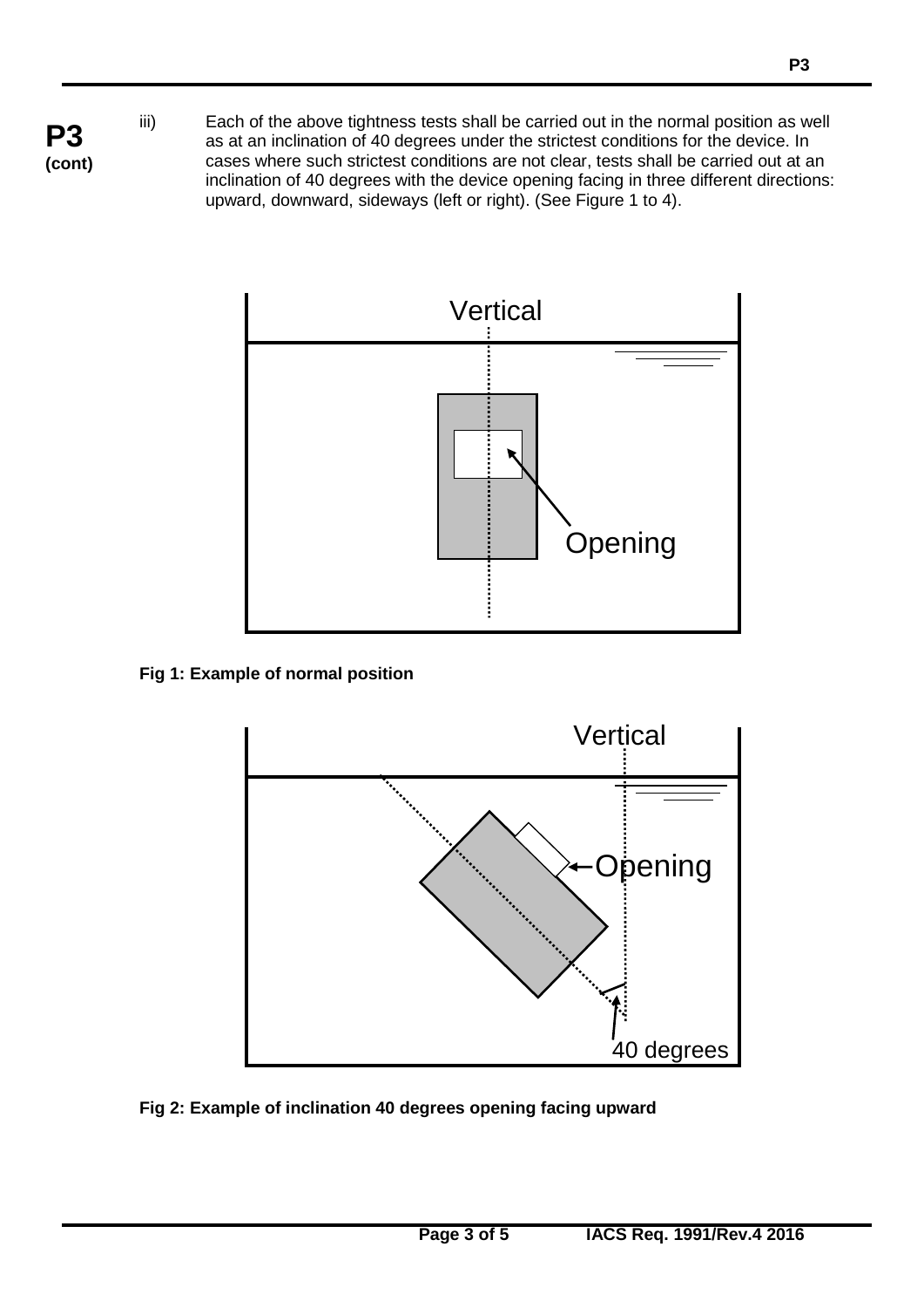**P3 (cont)**

iii) Each of the above tightness tests shall be carried out in the normal position as well as at an inclination of 40 degrees under the strictest conditions for the device. In cases where such strictest conditions are not clear, tests shall be carried out at an inclination of 40 degrees with the device opening facing in three different directions: upward, downward, sideways (left or right). (See Figure 1 to 4).

Vertical

Opening

**Fig 1: Example of normal position**

Vertical

Opening

40 degrees

**Fig 2: Example of inclination 40 degrees opening facing upward**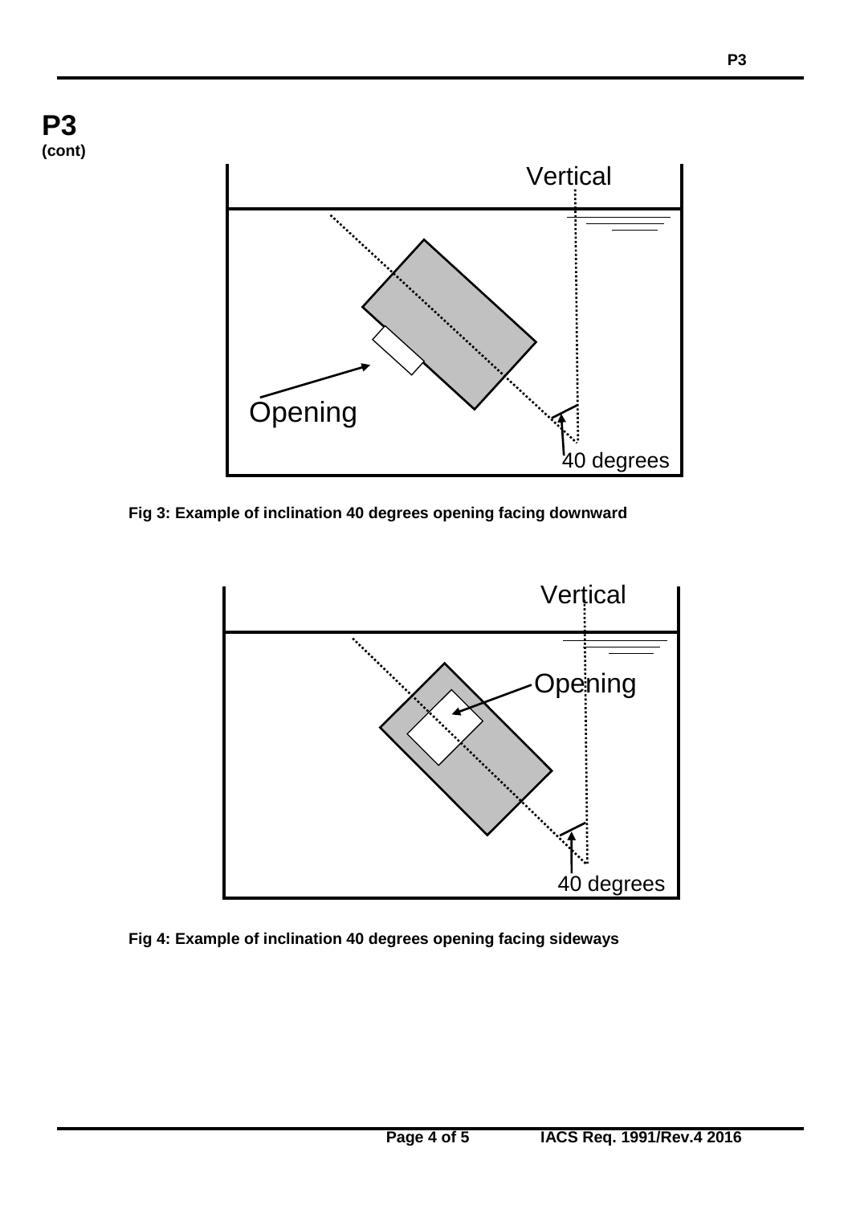**P3 (cont)**

Vertical

Opening

40 degrees

**Fig 3: Example of inclination 40 degrees opening facing downward**

Vertical

Opening

40 degrees

**Fig 4: Example of inclination 40 degrees opening facing sideways**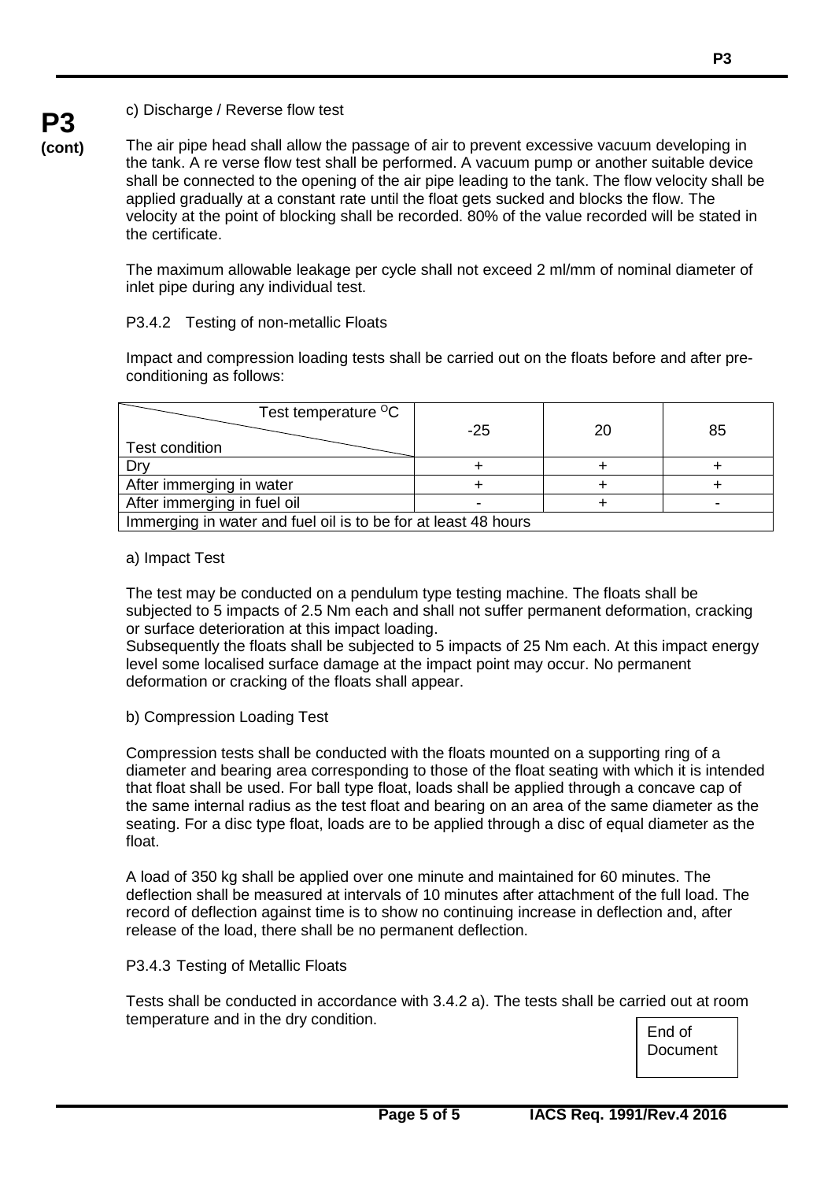c) Discharge / Reverse flow test

The air pipe head shall allow the passage of air to prevent excessive vacuum developing in the tank. A re verse flow test shall be performed. A vacuum pump or another suitable device shall be connected to the opening of the air pipe leading to the tank. The flow velocity shall be applied gradually at a constant rate until the float gets sucked and blocks the flow. The velocity at the point of blocking shall be recorded. 80% of the value recorded will be stated in the certificate.

The maximum allowable leakage per cycle shall not exceed 2 ml/mm of nominal diameter of inlet pipe during any individual test.

P3.4.2 Testing of non-metallic Floats

Impact and compression loading tests shall be carried out on the floats before and after pre-conditioning as follows:

| Test condition \ Test temperature $^{O}C$ | -25 | 20 | 85 |
|---|---|---|---|
| Dry | + | + | + |
| After immerging in water | + | + | + |
| After immerging in fuel oil | - | + | - |
| Immerging in water and fuel oil is to be for at least 48 hours | | | |

a) Impact Test

The test may be conducted on a pendulum type testing machine. The floats shall be subjected to 5 impacts of 2.5 Nm each and shall not suffer permanent deformation, cracking or surface deterioration at this impact loading.
Subsequently the floats shall be subjected to 5 impacts of 25 Nm each. At this impact energy level some localised surface damage at the impact point may occur. No permanent deformation or cracking of the floats shall appear.

b) Compression Loading Test

Compression tests shall be conducted with the floats mounted on a supporting ring of a diameter and bearing area corresponding to those of the float seating with which it is intended that float shall be used. For ball type float, loads shall be applied through a concave cap of the same internal radius as the test float and bearing on an area of the same diameter as the seating. For a disc type float, loads are to be applied through a disc of equal diameter as the float.

A load of 350 kg shall be applied over one minute and maintained for 60 minutes. The deflection shall be measured at intervals of 10 minutes after attachment of the full load. The record of deflection against time is to show no continuing increase in deflection and, after release of the load, there shall be no permanent deflection.

P3.4.3 Testing of Metallic Floats

Tests shall be conducted in accordance with 3.4.2 a). The tests shall be carried out at room temperature and in the dry condition.

End of Document